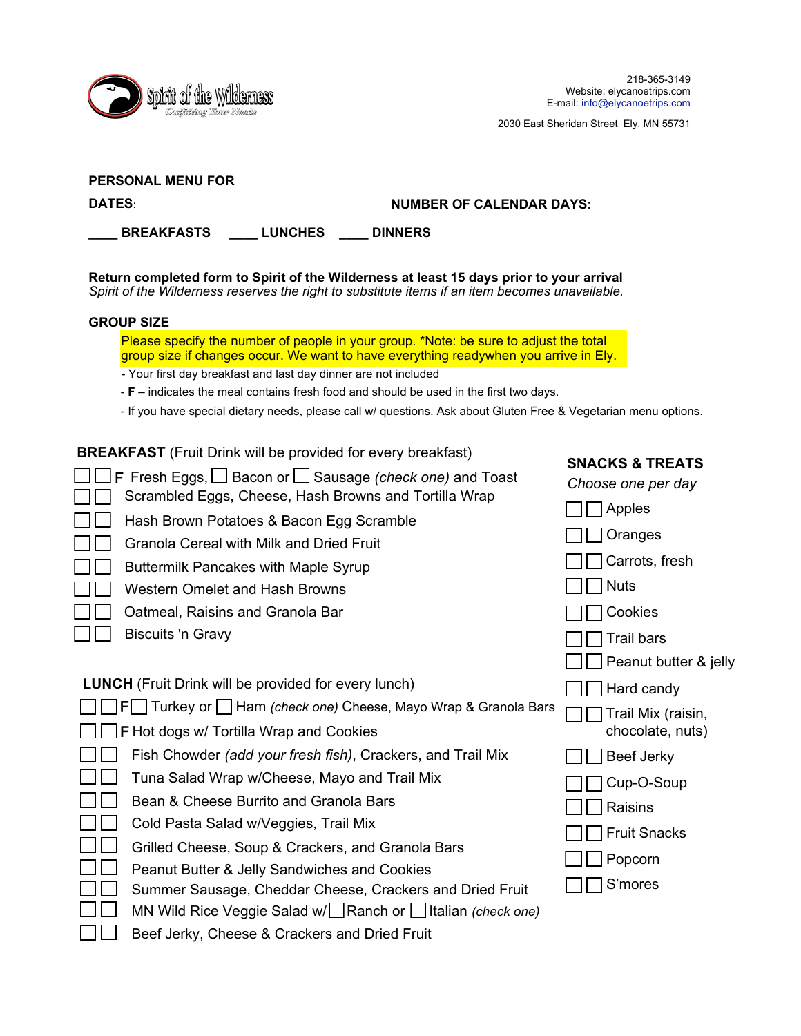Spirit of the Wilderness
Outfitting Your Needs

218-365-3149
Website: elycanoetrips.com
E-mail: info@elycanoetrips.com

2030 East Sheridan Street Ely, MN 55731

**PERSONAL MENU FOR**

**DATES:** **NUMBER OF CALENDAR DAYS:**

**____ BREAKFASTS ____ LUNCHES ____ DINNERS**

**Return completed form to Spirit of the Wilderness at least 15 days prior to your arrival**
*Spirit of the Wilderness reserves the right to substitute items if an item becomes unavailable.*

**GROUP SIZE**

Please specify the number of people in your group. *Note: be sure to adjust the total group size if changes occur. We want to have everything readywhen you arrive in Ely.

- Your first day breakfast and last day dinner are not included
- **F** – indicates the meal contains fresh food and should be used in the first two days.
- If you have special dietary needs, please call w/ questions. Ask about Gluten Free & Vegetarian menu options.

## BREAKFAST (Fruit Drink will be provided for every breakfast)

- ☐ ☐ **F** Fresh Eggs, ☐ Bacon or ☐ Sausage *(check one)* and Toast
- ☐ ☐ Scrambled Eggs, Cheese, Hash Browns and Tortilla Wrap
- ☐ ☐ Hash Brown Potatoes & Bacon Egg Scramble
- ☐ ☐ Granola Cereal with Milk and Dried Fruit
- ☐ ☐ Buttermilk Pancakes with Maple Syrup
- ☐ ☐ Western Omelet and Hash Browns
- ☐ ☐ Oatmeal, Raisins and Granola Bar
- ☐ ☐ Biscuits 'n Gravy

## LUNCH (Fruit Drink will be provided for every lunch)

- ☐ ☐ **F** ☐ Turkey or ☐ Ham *(check one)* Cheese, Mayo Wrap & Granola Bars
- ☐ ☐ **F** Hot dogs w/ Tortilla Wrap and Cookies
- ☐ ☐ Fish Chowder *(add your fresh fish)*, Crackers, and Trail Mix
- ☐ ☐ Tuna Salad Wrap w/Cheese, Mayo and Trail Mix
- ☐ ☐ Bean & Cheese Burrito and Granola Bars
- ☐ ☐ Cold Pasta Salad w/Veggies, Trail Mix
- ☐ ☐ Grilled Cheese, Soup & Crackers, and Granola Bars
- ☐ ☐ Peanut Butter & Jelly Sandwiches and Cookies
- ☐ ☐ Summer Sausage, Cheddar Cheese, Crackers and Dried Fruit
- ☐ ☐ MN Wild Rice Veggie Salad w/ ☐ Ranch or ☐ Italian *(check one)*
- ☐ ☐ Beef Jerky, Cheese & Crackers and Dried Fruit

## SNACKS & TREATS

*Choose one per day*

- ☐ ☐ Apples
- ☐ ☐ Oranges
- ☐ ☐ Carrots, fresh
- ☐ ☐ Nuts
- ☐ ☐ Cookies
- ☐ ☐ Trail bars
- ☐ ☐ Peanut butter & jelly
- ☐ ☐ Hard candy
- ☐ ☐ Trail Mix (raisin, chocolate, nuts)
- ☐ ☐ Beef Jerky
- ☐ ☐ Cup-O-Soup
- ☐ ☐ Raisins
- ☐ ☐ Fruit Snacks
- ☐ ☐ Popcorn
- ☐ ☐ S'mores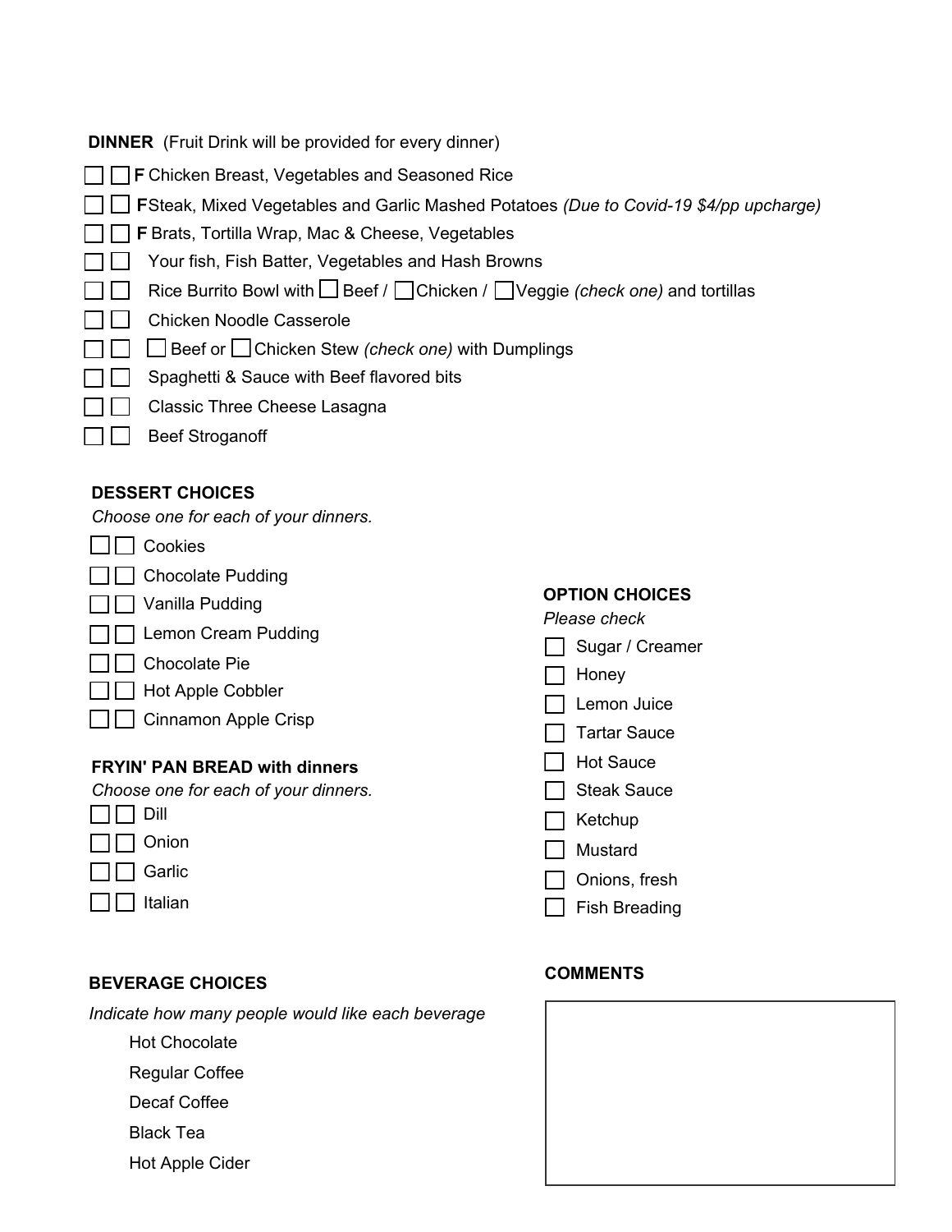**DINNER** (Fruit Drink will be provided for every dinner)

- ☐ ☐ **F** Chicken Breast, Vegetables and Seasoned Rice
- ☐ ☐ **F**Steak, Mixed Vegetables and Garlic Mashed Potatoes *(Due to Covid-19 $4/pp upcharge)*
- ☐ ☐ **F** Brats, Tortilla Wrap, Mac & Cheese, Vegetables
- ☐ ☐ Your fish, Fish Batter, Vegetables and Hash Browns
- ☐ ☐ Rice Burrito Bowl with ☐ Beef / ☐ Chicken / ☐ Veggie *(check one)* and tortillas
- ☐ ☐ Chicken Noodle Casserole
- ☐ ☐ ☐ Beef or ☐ Chicken Stew *(check one)* with Dumplings
- ☐ ☐ Spaghetti & Sauce with Beef flavored bits
- ☐ ☐ Classic Three Cheese Lasagna
- ☐ ☐ Beef Stroganoff

**DESSERT CHOICES**

*Choose one for each of your dinners.*

- ☐ ☐ Cookies
- ☐ ☐ Chocolate Pudding
- ☐ ☐ Vanilla Pudding
- ☐ ☐ Lemon Cream Pudding
- ☐ ☐ Chocolate Pie
- ☐ ☐ Hot Apple Cobbler
- ☐ ☐ Cinnamon Apple Crisp

**FRYIN' PAN BREAD with dinners**

*Choose one for each of your dinners.*

- ☐ ☐ Dill
- ☐ ☐ Onion
- ☐ ☐ Garlic
- ☐ ☐ Italian

**BEVERAGE CHOICES**

*Indicate how many people would like each beverage*

Hot Chocolate

Regular Coffee

Decaf Coffee

Black Tea

Hot Apple Cider

**OPTION CHOICES**

*Please check*

- ☐ Sugar / Creamer
- ☐ Honey
- ☐ Lemon Juice
- ☐ Tartar Sauce
- ☐ Hot Sauce
- ☐ Steak Sauce
- ☐ Ketchup
- ☐ Mustard
- ☐ Onions, fresh
- ☐ Fish Breading

**COMMENTS**